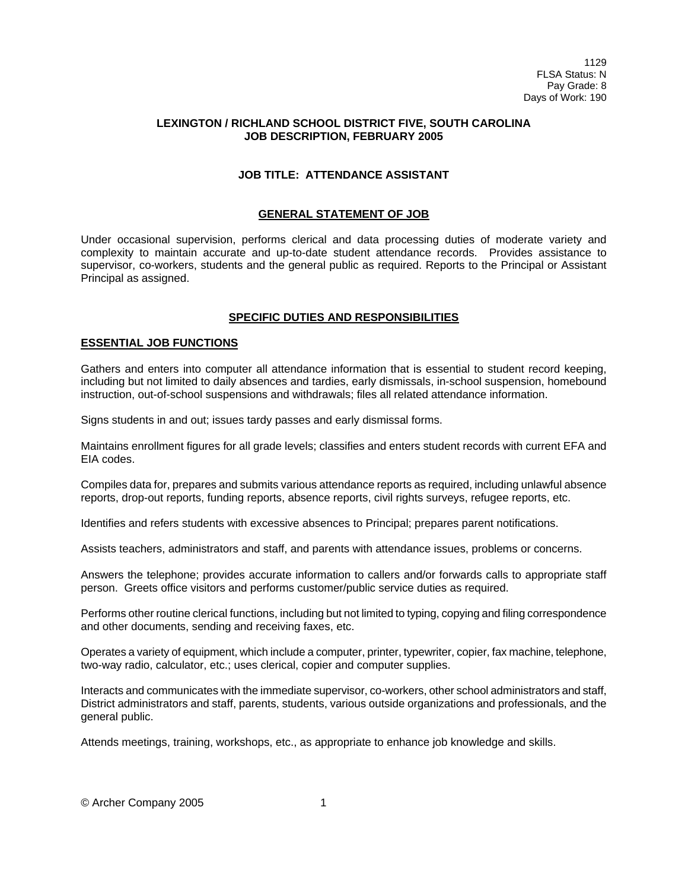1129
FLSA Status: N
Pay Grade: 8
Days of Work: 190

**LEXINGTON / RICHLAND SCHOOL DISTRICT FIVE, SOUTH CAROLINA**
**JOB DESCRIPTION, FEBRUARY 2005**

# JOB TITLE: ATTENDANCE ASSISTANT

## GENERAL STATEMENT OF JOB

Under occasional supervision, performs clerical and data processing duties of moderate variety and complexity to maintain accurate and up-to-date student attendance records. Provides assistance to supervisor, co-workers, students and the general public as required. Reports to the Principal or Assistant Principal as assigned.

## SPECIFIC DUTIES AND RESPONSIBILITIES

### ESSENTIAL JOB FUNCTIONS

Gathers and enters into computer all attendance information that is essential to student record keeping, including but not limited to daily absences and tardies, early dismissals, in-school suspension, homebound instruction, out-of-school suspensions and withdrawals; files all related attendance information.

Signs students in and out; issues tardy passes and early dismissal forms.

Maintains enrollment figures for all grade levels; classifies and enters student records with current EFA and EIA codes.

Compiles data for, prepares and submits various attendance reports as required, including unlawful absence reports, drop-out reports, funding reports, absence reports, civil rights surveys, refugee reports, etc.

Identifies and refers students with excessive absences to Principal; prepares parent notifications.

Assists teachers, administrators and staff, and parents with attendance issues, problems or concerns.

Answers the telephone; provides accurate information to callers and/or forwards calls to appropriate staff person. Greets office visitors and performs customer/public service duties as required.

Performs other routine clerical functions, including but not limited to typing, copying and filing correspondence and other documents, sending and receiving faxes, etc.

Operates a variety of equipment, which include a computer, printer, typewriter, copier, fax machine, telephone, two-way radio, calculator, etc.; uses clerical, copier and computer supplies.

Interacts and communicates with the immediate supervisor, co-workers, other school administrators and staff, District administrators and staff, parents, students, various outside organizations and professionals, and the general public.

Attends meetings, training, workshops, etc., as appropriate to enhance job knowledge and skills.

© Archer Company 2005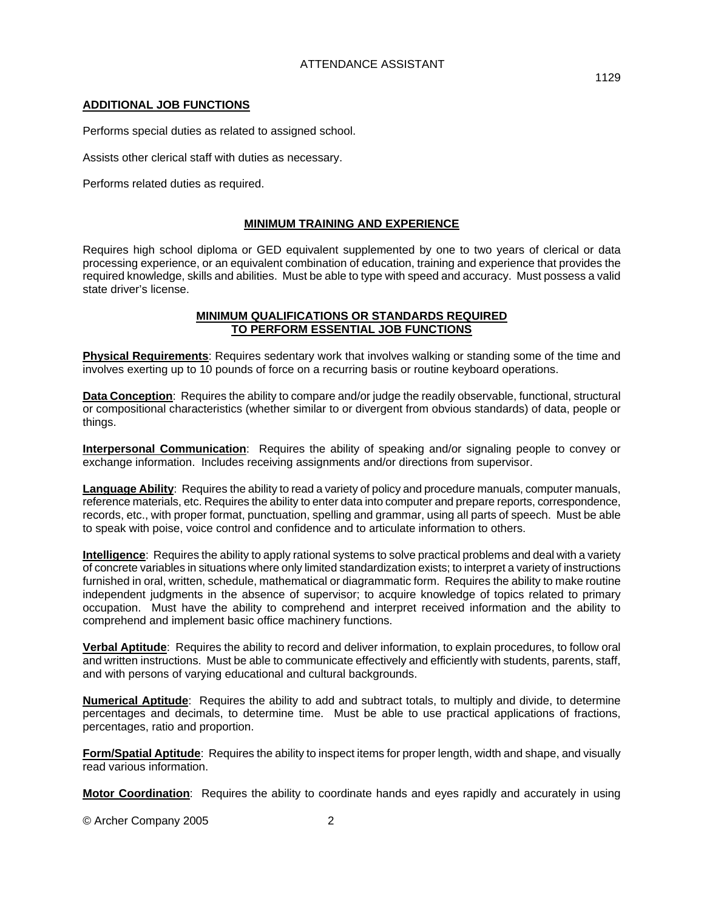## ADDITIONAL JOB FUNCTIONS

Performs special duties as related to assigned school.

Assists other clerical staff with duties as necessary.

Performs related duties as required.

## MINIMUM TRAINING AND EXPERIENCE

Requires high school diploma or GED equivalent supplemented by one to two years of clerical or data processing experience, or an equivalent combination of education, training and experience that provides the required knowledge, skills and abilities. Must be able to type with speed and accuracy. Must possess a valid state driver's license.

## MINIMUM QUALIFICATIONS OR STANDARDS REQUIRED TO PERFORM ESSENTIAL JOB FUNCTIONS

**Physical Requirements**: Requires sedentary work that involves walking or standing some of the time and involves exerting up to 10 pounds of force on a recurring basis or routine keyboard operations.

**Data Conception**: Requires the ability to compare and/or judge the readily observable, functional, structural or compositional characteristics (whether similar to or divergent from obvious standards) of data, people or things.

**Interpersonal Communication**: Requires the ability of speaking and/or signaling people to convey or exchange information. Includes receiving assignments and/or directions from supervisor.

**Language Ability**: Requires the ability to read a variety of policy and procedure manuals, computer manuals, reference materials, etc. Requires the ability to enter data into computer and prepare reports, correspondence, records, etc., with proper format, punctuation, spelling and grammar, using all parts of speech. Must be able to speak with poise, voice control and confidence and to articulate information to others.

**Intelligence**: Requires the ability to apply rational systems to solve practical problems and deal with a variety of concrete variables in situations where only limited standardization exists; to interpret a variety of instructions furnished in oral, written, schedule, mathematical or diagrammatic form. Requires the ability to make routine independent judgments in the absence of supervisor; to acquire knowledge of topics related to primary occupation. Must have the ability to comprehend and interpret received information and the ability to comprehend and implement basic office machinery functions.

**Verbal Aptitude**: Requires the ability to record and deliver information, to explain procedures, to follow oral and written instructions. Must be able to communicate effectively and efficiently with students, parents, staff, and with persons of varying educational and cultural backgrounds.

**Numerical Aptitude**: Requires the ability to add and subtract totals, to multiply and divide, to determine percentages and decimals, to determine time. Must be able to use practical applications of fractions, percentages, ratio and proportion.

**Form/Spatial Aptitude**: Requires the ability to inspect items for proper length, width and shape, and visually read various information.

**Motor Coordination**: Requires the ability to coordinate hands and eyes rapidly and accurately in using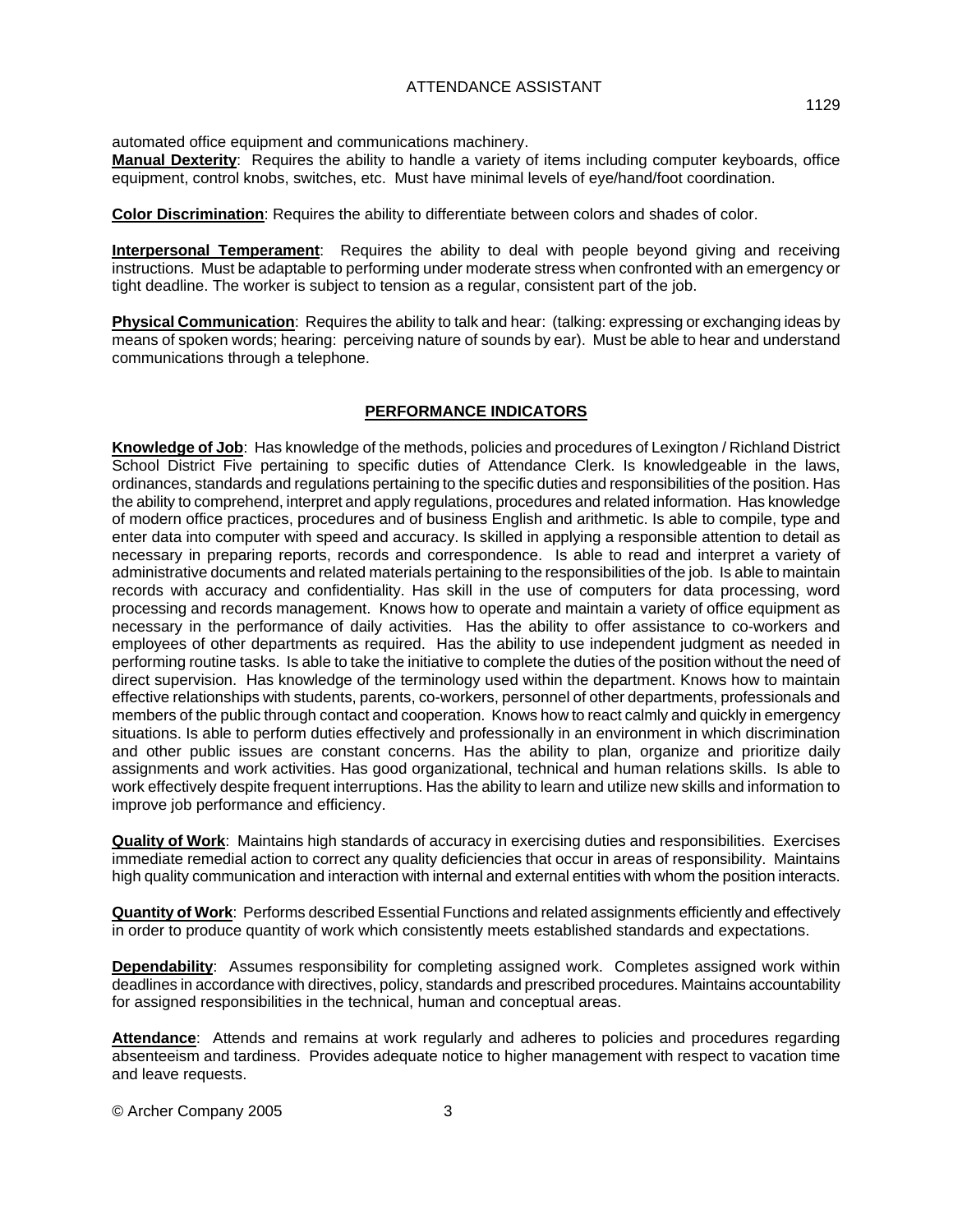automated office equipment and communications machinery.

**Manual Dexterity**: Requires the ability to handle a variety of items including computer keyboards, office equipment, control knobs, switches, etc. Must have minimal levels of eye/hand/foot coordination.

**Color Discrimination**: Requires the ability to differentiate between colors and shades of color.

**Interpersonal Temperament**: Requires the ability to deal with people beyond giving and receiving instructions. Must be adaptable to performing under moderate stress when confronted with an emergency or tight deadline. The worker is subject to tension as a regular, consistent part of the job.

**Physical Communication**: Requires the ability to talk and hear: (talking: expressing or exchanging ideas by means of spoken words; hearing: perceiving nature of sounds by ear). Must be able to hear and understand communications through a telephone.

## PERFORMANCE INDICATORS

**Knowledge of Job**: Has knowledge of the methods, policies and procedures of Lexington / Richland District School District Five pertaining to specific duties of Attendance Clerk. Is knowledgeable in the laws, ordinances, standards and regulations pertaining to the specific duties and responsibilities of the position. Has the ability to comprehend, interpret and apply regulations, procedures and related information. Has knowledge of modern office practices, procedures and of business English and arithmetic. Is able to compile, type and enter data into computer with speed and accuracy. Is skilled in applying a responsible attention to detail as necessary in preparing reports, records and correspondence. Is able to read and interpret a variety of administrative documents and related materials pertaining to the responsibilities of the job. Is able to maintain records with accuracy and confidentiality. Has skill in the use of computers for data processing, word processing and records management. Knows how to operate and maintain a variety of office equipment as necessary in the performance of daily activities. Has the ability to offer assistance to co-workers and employees of other departments as required. Has the ability to use independent judgment as needed in performing routine tasks. Is able to take the initiative to complete the duties of the position without the need of direct supervision. Has knowledge of the terminology used within the department. Knows how to maintain effective relationships with students, parents, co-workers, personnel of other departments, professionals and members of the public through contact and cooperation. Knows how to react calmly and quickly in emergency situations. Is able to perform duties effectively and professionally in an environment in which discrimination and other public issues are constant concerns. Has the ability to plan, organize and prioritize daily assignments and work activities. Has good organizational, technical and human relations skills. Is able to work effectively despite frequent interruptions. Has the ability to learn and utilize new skills and information to improve job performance and efficiency.

**Quality of Work**: Maintains high standards of accuracy in exercising duties and responsibilities. Exercises immediate remedial action to correct any quality deficiencies that occur in areas of responsibility. Maintains high quality communication and interaction with internal and external entities with whom the position interacts.

**Quantity of Work**: Performs described Essential Functions and related assignments efficiently and effectively in order to produce quantity of work which consistently meets established standards and expectations.

**Dependability**: Assumes responsibility for completing assigned work. Completes assigned work within deadlines in accordance with directives, policy, standards and prescribed procedures. Maintains accountability for assigned responsibilities in the technical, human and conceptual areas.

**Attendance**: Attends and remains at work regularly and adheres to policies and procedures regarding absenteeism and tardiness. Provides adequate notice to higher management with respect to vacation time and leave requests.

© Archer Company 2005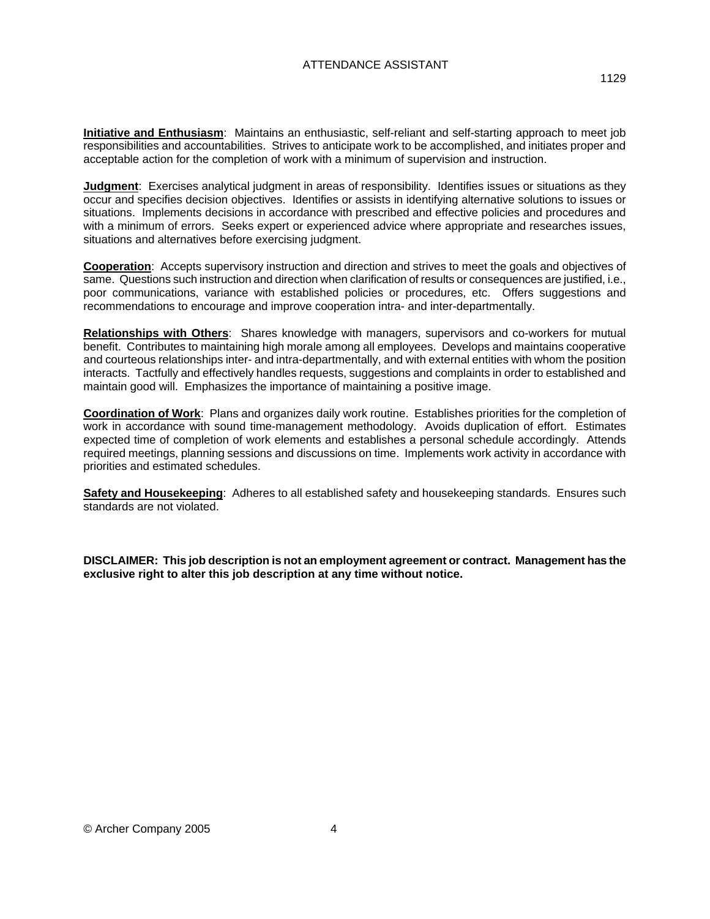**Initiative and Enthusiasm**: Maintains an enthusiastic, self-reliant and self-starting approach to meet job responsibilities and accountabilities. Strives to anticipate work to be accomplished, and initiates proper and acceptable action for the completion of work with a minimum of supervision and instruction.

**Judgment**: Exercises analytical judgment in areas of responsibility. Identifies issues or situations as they occur and specifies decision objectives. Identifies or assists in identifying alternative solutions to issues or situations. Implements decisions in accordance with prescribed and effective policies and procedures and with a minimum of errors. Seeks expert or experienced advice where appropriate and researches issues, situations and alternatives before exercising judgment.

**Cooperation**: Accepts supervisory instruction and direction and strives to meet the goals and objectives of same. Questions such instruction and direction when clarification of results or consequences are justified, i.e., poor communications, variance with established policies or procedures, etc. Offers suggestions and recommendations to encourage and improve cooperation intra- and inter-departmentally.

**Relationships with Others**: Shares knowledge with managers, supervisors and co-workers for mutual benefit. Contributes to maintaining high morale among all employees. Develops and maintains cooperative and courteous relationships inter- and intra-departmentally, and with external entities with whom the position interacts. Tactfully and effectively handles requests, suggestions and complaints in order to established and maintain good will. Emphasizes the importance of maintaining a positive image.

**Coordination of Work**: Plans and organizes daily work routine. Establishes priorities for the completion of work in accordance with sound time-management methodology. Avoids duplication of effort. Estimates expected time of completion of work elements and establishes a personal schedule accordingly. Attends required meetings, planning sessions and discussions on time. Implements work activity in accordance with priorities and estimated schedules.

**Safety and Housekeeping**: Adheres to all established safety and housekeeping standards. Ensures such standards are not violated.

**DISCLAIMER: This job description is not an employment agreement or contract. Management has the exclusive right to alter this job description at any time without notice.**